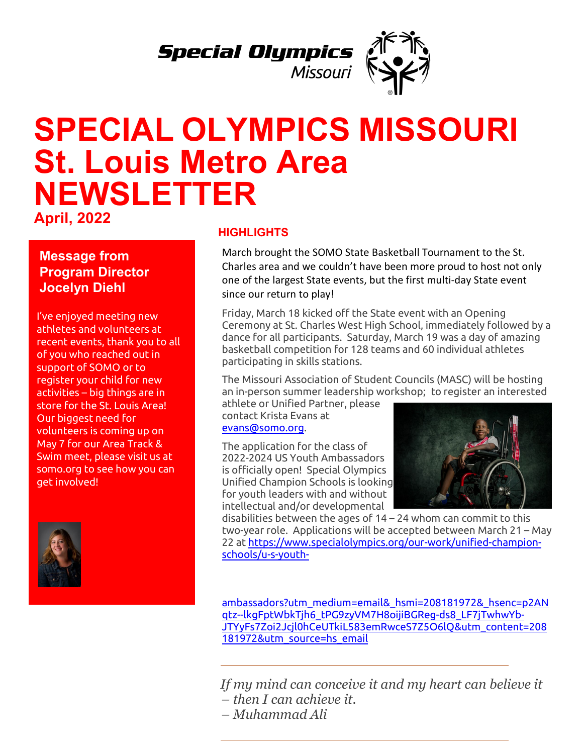Special Olympics Missouri

# SPECIAL OLYMPICS MISSOURI St. Louis Metro Area NEWSLETTER

**April, 2022**

## Message from Program Director Jocelyn Diehl

I've enjoyed meeting new athletes and volunteers at recent events, thank you to all of you who reached out in support of SOMO or to register your child for new activities – big things are in store for the St. Louis Area! Our biggest need for volunteers is coming up on May 7 for our Area Track & Swim meet, please visit us at somo.org to see how you can get involved!

## HIGHLIGHTS

March brought the SOMO State Basketball Tournament to the St. Charles area and we couldn't have been more proud to host not only one of the largest State events, but the first multi-day State event since our return to play!

Friday, March 18 kicked off the State event with an Opening Ceremony at St. Charles West High School, immediately followed by a dance for all participants. Saturday, March 19 was a day of amazing basketball competition for 128 teams and 60 individual athletes participating in skills stations.

The Missouri Association of Student Councils (MASC) will be hosting an in-person summer leadership workshop; to register an interested athlete or Unified Partner, please contact Krista Evans at evans@somo.org.

The application for the class of 2022-2024 US Youth Ambassadors is officially open! Special Olympics Unified Champion Schools is looking for youth leaders with and without intellectual and/or developmental disabilities between the ages of 14 – 24 whom can commit to this two-year role. Applications will be accepted between March 21 – May 22 at https://www.specialolympics.org/our-work/unified-champion-schools/u-s-youth-ambassadors?utm_medium=email&_hsmi=208181972&_hsenc=p2ANqtz--lkgFptWbkTjh6_tPG9zyVM7H8oijiBGReg-ds8_LF7jTwhwYb-JTYyFs7Zoi2Jcjl0hCeUTkiL583emRwceS7Z5O6lQ&utm_content=208181972&utm_source=hs_email

---

*If my mind can conceive it and my heart can believe it – then I can achieve it.*
*– Muhammad Ali*

---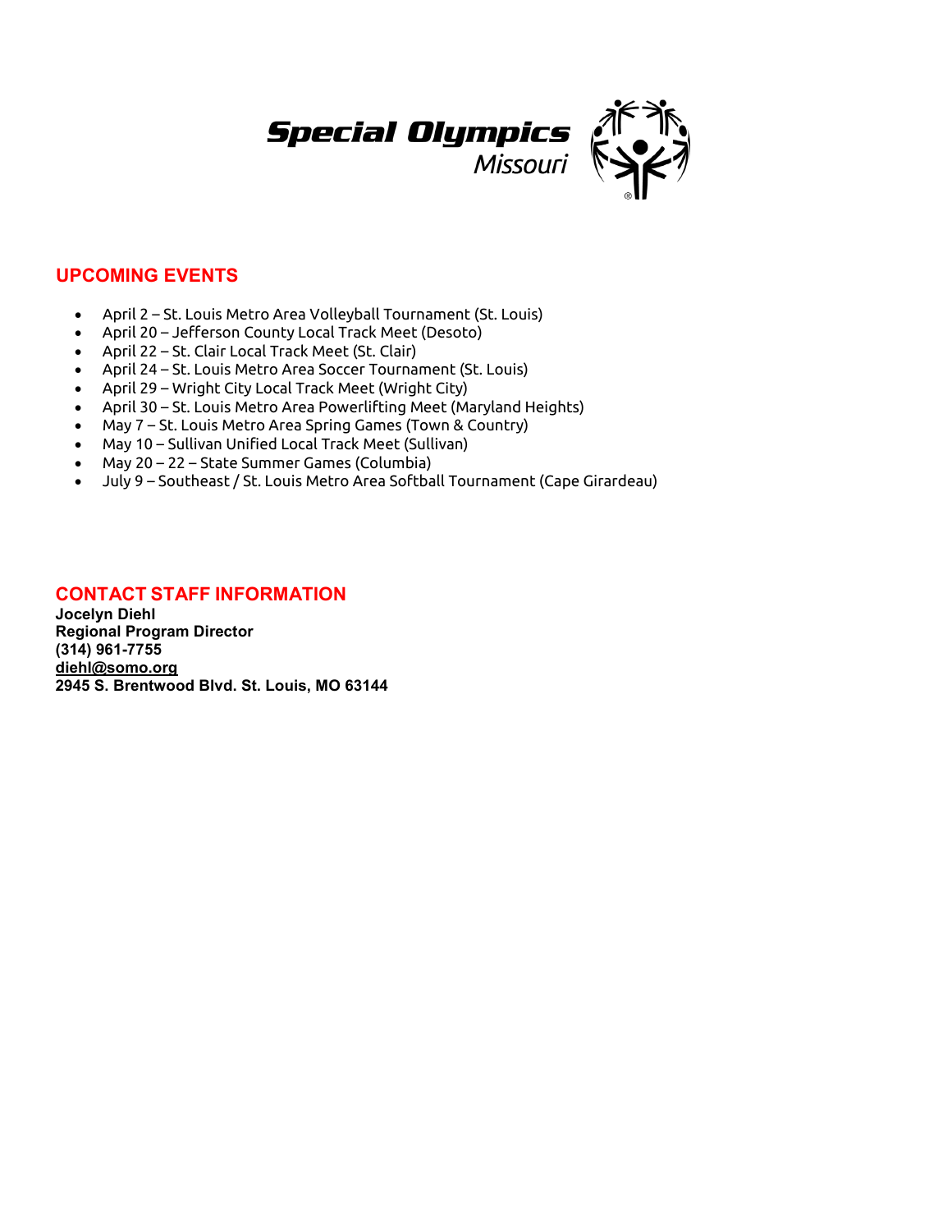Special Olympics Missouri

## UPCOMING EVENTS

- April 2 – St. Louis Metro Area Volleyball Tournament (St. Louis)
- April 20 – Jefferson County Local Track Meet (Desoto)
- April 22 – St. Clair Local Track Meet (St. Clair)
- April 24 – St. Louis Metro Area Soccer Tournament (St. Louis)
- April 29 – Wright City Local Track Meet (Wright City)
- April 30 – St. Louis Metro Area Powerlifting Meet (Maryland Heights)
- May 7 – St. Louis Metro Area Spring Games (Town & Country)
- May 10 – Sullivan Unified Local Track Meet (Sullivan)
- May 20 – 22 – State Summer Games (Columbia)
- July 9 – Southeast / St. Louis Metro Area Softball Tournament (Cape Girardeau)

## CONTACT STAFF INFORMATION

**Jocelyn Diehl**
**Regional Program Director**
**(314) 961-7755**
**diehl@somo.org**
**2945 S. Brentwood Blvd. St. Louis, MO 63144**